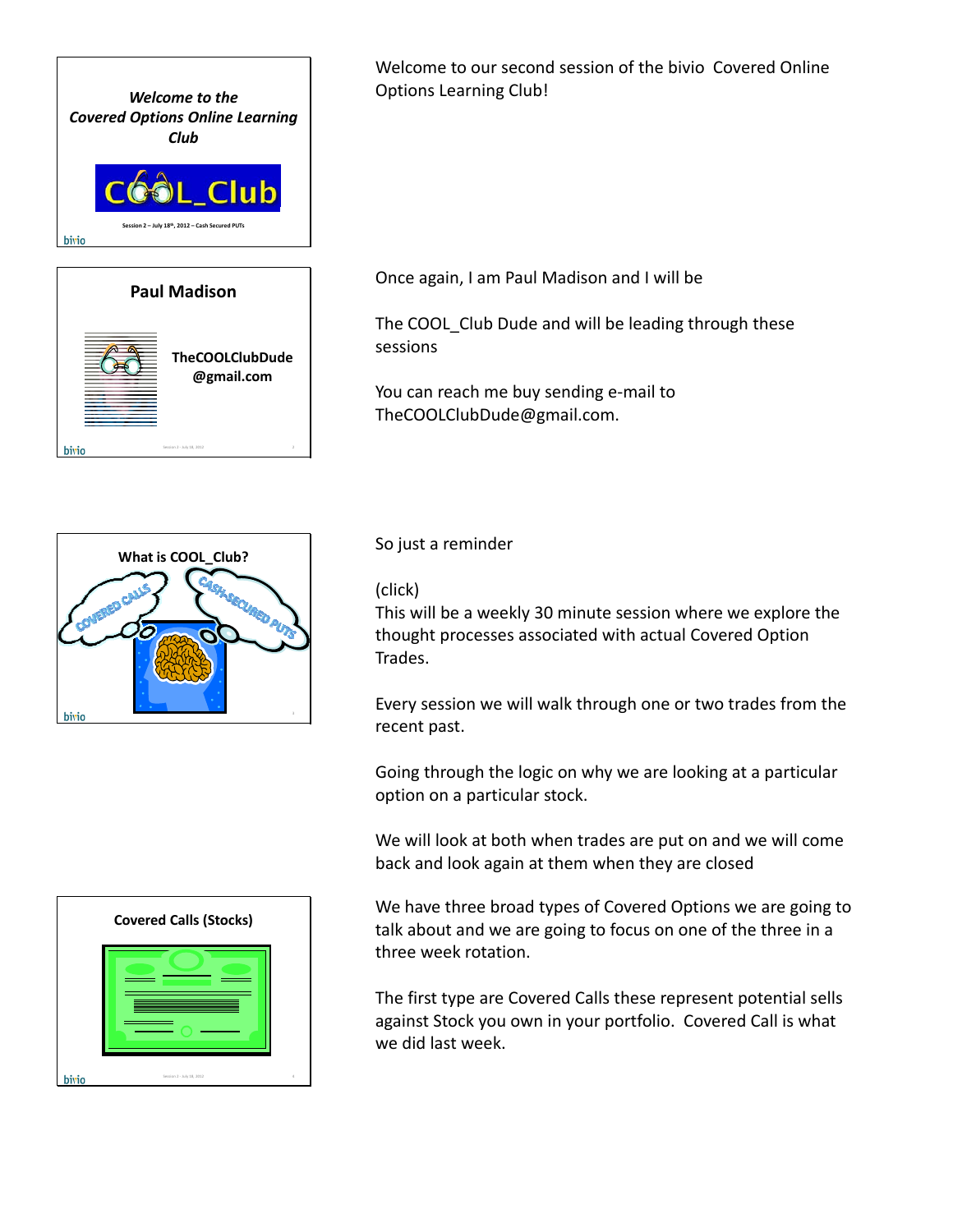**Welcome to the Covered Options Online Learning Club**

COOL_Club

Session 2 – July 18th, 2012 – Cash Secured PUTs

Welcome to our second session of the bivio  Covered Online Options Learning Club!

**Paul Madison**

**TheCOOLClubDude @gmail.com**

Once again, I am Paul Madison and I will be

The COOL_Club Dude and will be leading through these sessions

You can reach me buy sending e-mail to TheCOOLClubDude@gmail.com.

**What is COOL_Club?**

COVERED CALLS

CASH-SECURED PUTS

So just a reminder

(click)
This will be a weekly 30 minute session where we explore the thought processes associated with actual Covered Option Trades.

Every session we will walk through one or two trades from the recent past.

Going through the logic on why we are looking at a particular option on a particular stock.

We will look at both when trades are put on and we will come back and look again at them when they are closed

**Covered Calls (Stocks)**

We have three broad types of Covered Options we are going to talk about and we are going to focus on one of the three in a three week rotation.

The first type are Covered Calls these represent potential sells against Stock you own in your portfolio.  Covered Call is what we did last week.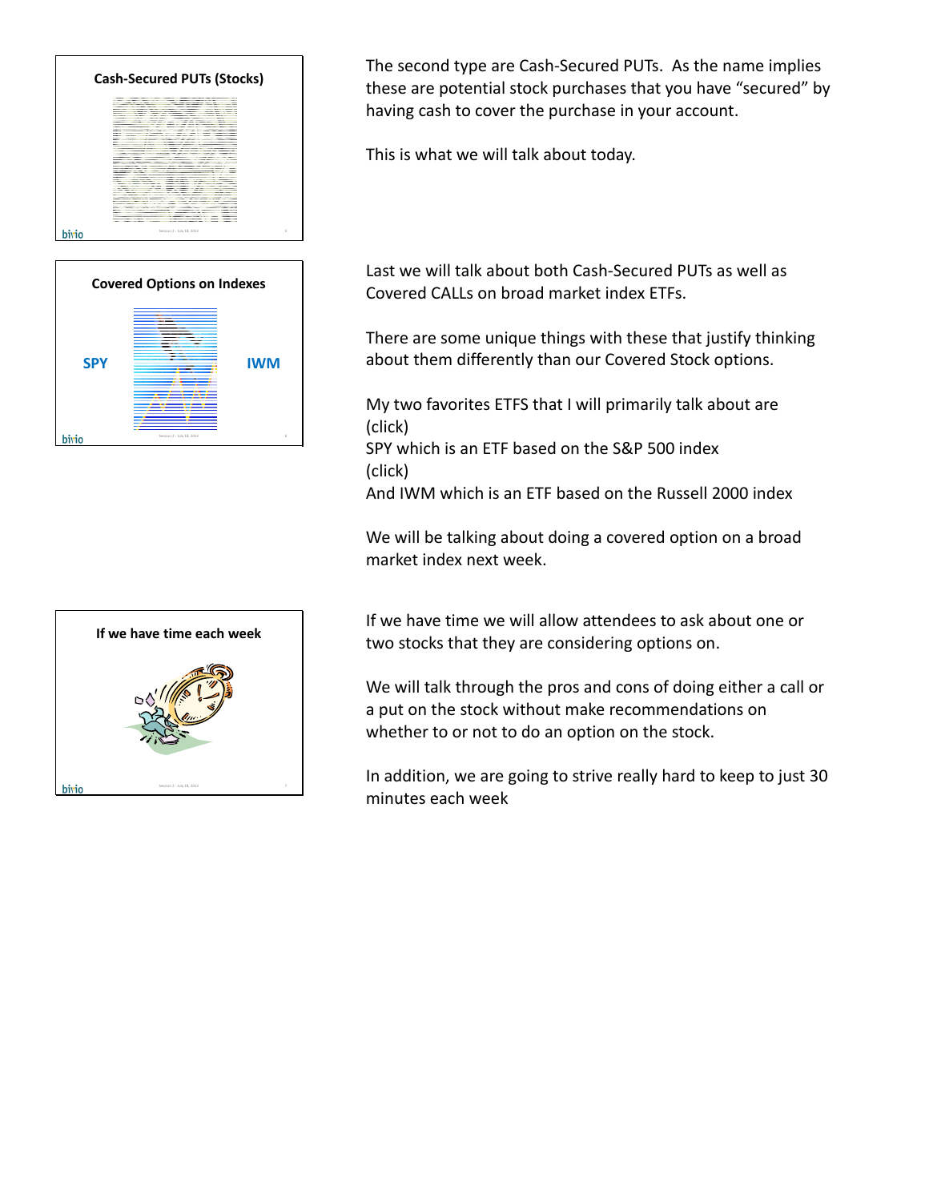**Cash-Secured PUTs (Stocks)**

The second type are Cash-Secured PUTs. As the name implies these are potential stock purchases that you have "secured" by having cash to cover the purchase in your account.

This is what we will talk about today.

**Covered Options on Indexes**

SPY IWM

Last we will talk about both Cash-Secured PUTs as well as Covered CALLs on broad market index ETFs.

There are some unique things with these that justify thinking about them differently than our Covered Stock options.

My two favorites ETFS that I will primarily talk about are (click)
SPY which is an ETF based on the S&P 500 index
(click)
And IWM which is an ETF based on the Russell 2000 index

We will be talking about doing a covered option on a broad market index next week.

**If we have time each week**

If we have time we will allow attendees to ask about one or two stocks that they are considering options on.

We will talk through the pros and cons of doing either a call or a put on the stock without make recommendations on whether to or not to do an option on the stock.

In addition, we are going to strive really hard to keep to just 30 minutes each week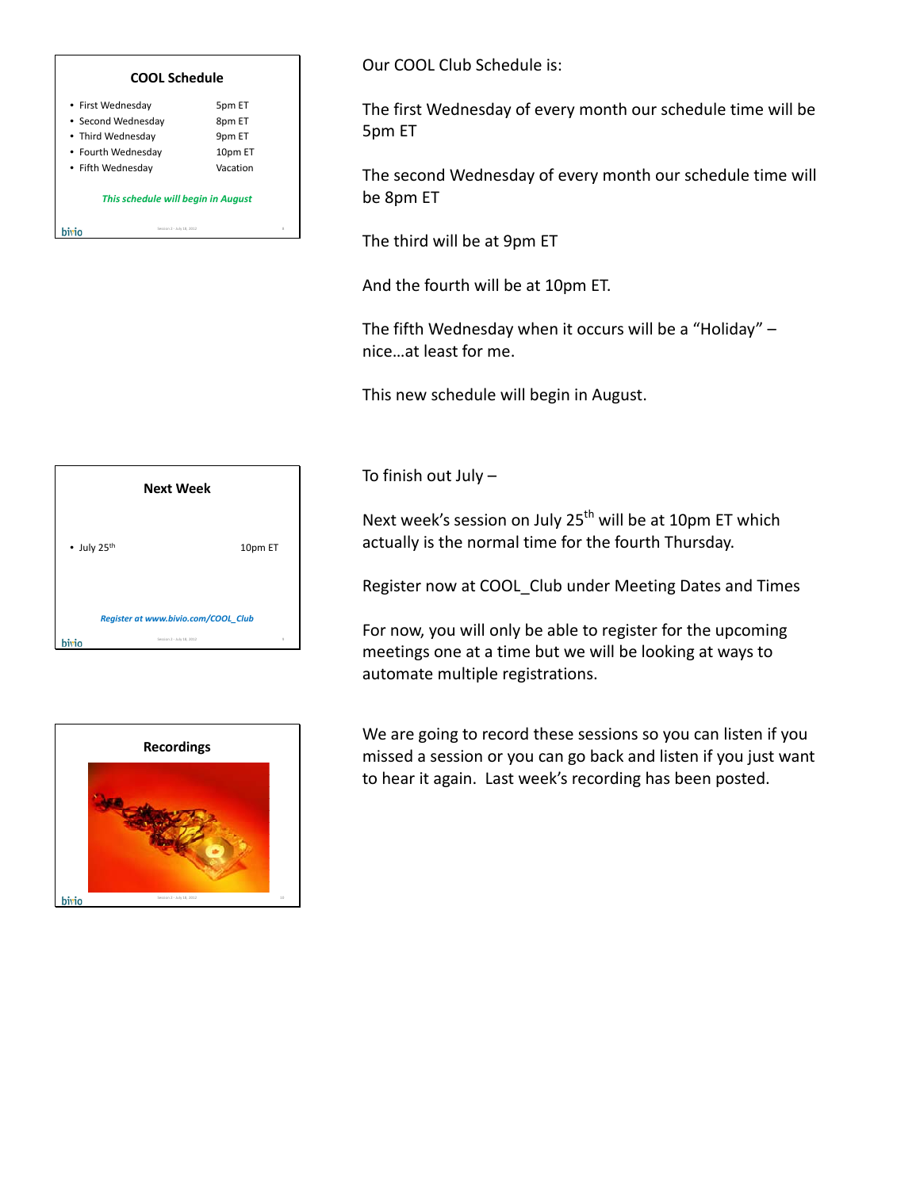## COOL Schedule

- First Wednesday 5pm ET
- Second Wednesday 8pm ET
- Third Wednesday 9pm ET
- Fourth Wednesday 10pm ET
- Fifth Wednesday Vacation

***This schedule will begin in August***

Our COOL Club Schedule is:

The first Wednesday of every month our schedule time will be 5pm ET

The second Wednesday of every month our schedule time will be 8pm ET

The third will be at 9pm ET

And the fourth will be at 10pm ET.

The fifth Wednesday when it occurs will be a "Holiday" – nice…at least for me.

This new schedule will begin in August.

## Next Week

- July 25th 10pm ET

***Register at www.bivio.com/COOL_Club***

To finish out July –

Next week's session on July 25th will be at 10pm ET which actually is the normal time for the fourth Thursday.

Register now at COOL_Club under Meeting Dates and Times

For now, you will only be able to register for the upcoming meetings one at a time but we will be looking at ways to automate multiple registrations.

## Recordings

We are going to record these sessions so you can listen if you missed a session or you can go back and listen if you just want to hear it again. Last week's recording has been posted.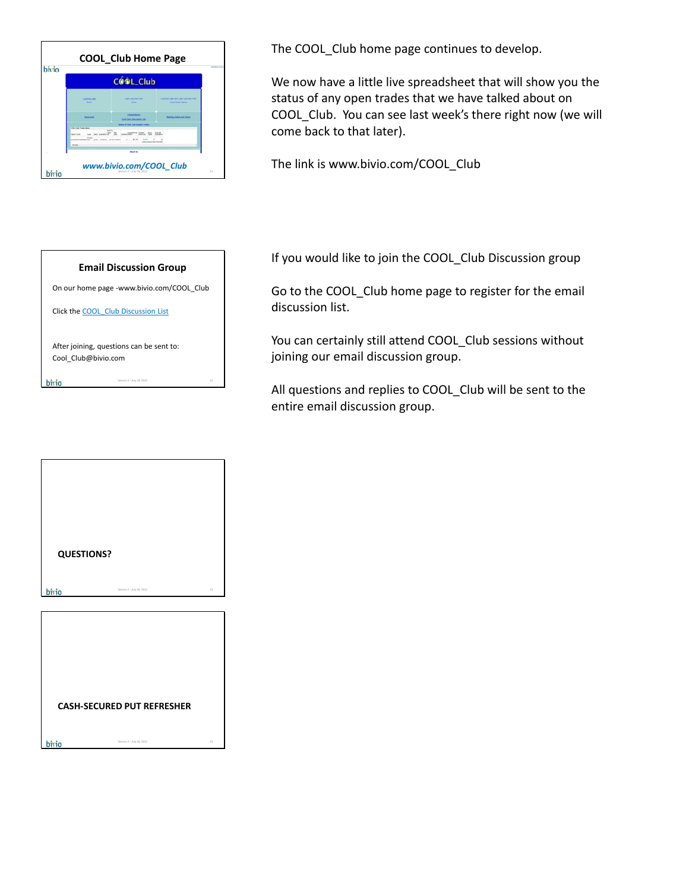## COOL_Club Home Page

www.bivio.com/COOL_Club

The COOL_Club home page continues to develop.

We now have a little live spreadsheet that will show you the status of any open trades that we have talked about on COOL_Club. You can see last week's there right now (we will come back to that later).

The link is www.bivio.com/COOL_Club

## Email Discussion Group

On our home page -www.bivio.com/COOL_Club

Click the COOL_Club Discussion List

After joining, questions can be sent to: Cool_Club@bivio.com

If you would like to join the COOL_Club Discussion group

Go to the COOL_Club home page to register for the email discussion list.

You can certainly still attend COOL_Club sessions without joining our email discussion group.

All questions and replies to COOL_Club will be sent to the entire email discussion group.

**QUESTIONS?**

**CASH-SECURED PUT REFRESHER**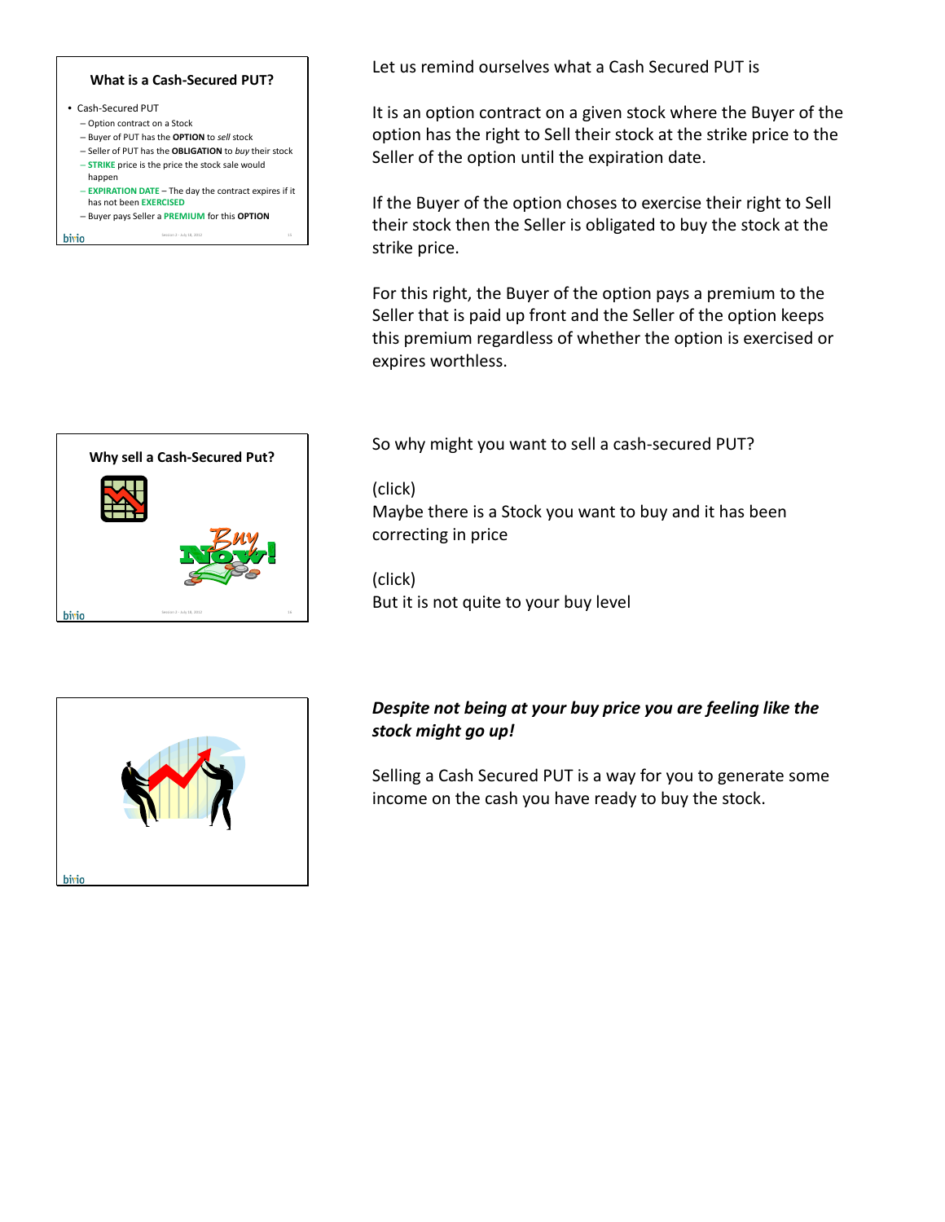### What is a Cash-Secured PUT?

- Cash-Secured PUT
  - Option contract on a Stock
  - Buyer of PUT has the **OPTION** to *sell* stock
  - Seller of PUT has the **OBLIGATION** to *buy* their stock
  - **STRIKE** price is the price the stock sale would happen
  - **EXPIRATION DATE** – The day the contract expires if it has not been **EXERCISED**
  - Buyer pays Seller a **PREMIUM** for this **OPTION**

Let us remind ourselves what a Cash Secured PUT is

It is an option contract on a given stock where the Buyer of the option has the right to Sell their stock at the strike price to the Seller of the option until the expiration date.

If the Buyer of the option choses to exercise their right to Sell their stock then the Seller is obligated to buy the stock at the strike price.

For this right, the Buyer of the option pays a premium to the Seller that is paid up front and the Seller of the option keeps this premium regardless of whether the option is exercised or expires worthless.

### Why sell a Cash-Secured Put?

So why might you want to sell a cash-secured PUT?

(click)
Maybe there is a Stock you want to buy and it has been correcting in price

(click)
But it is not quite to your buy level

***Despite not being at your buy price you are feeling like the stock might go up!***

Selling a Cash Secured PUT is a way for you to generate some income on the cash you have ready to buy the stock.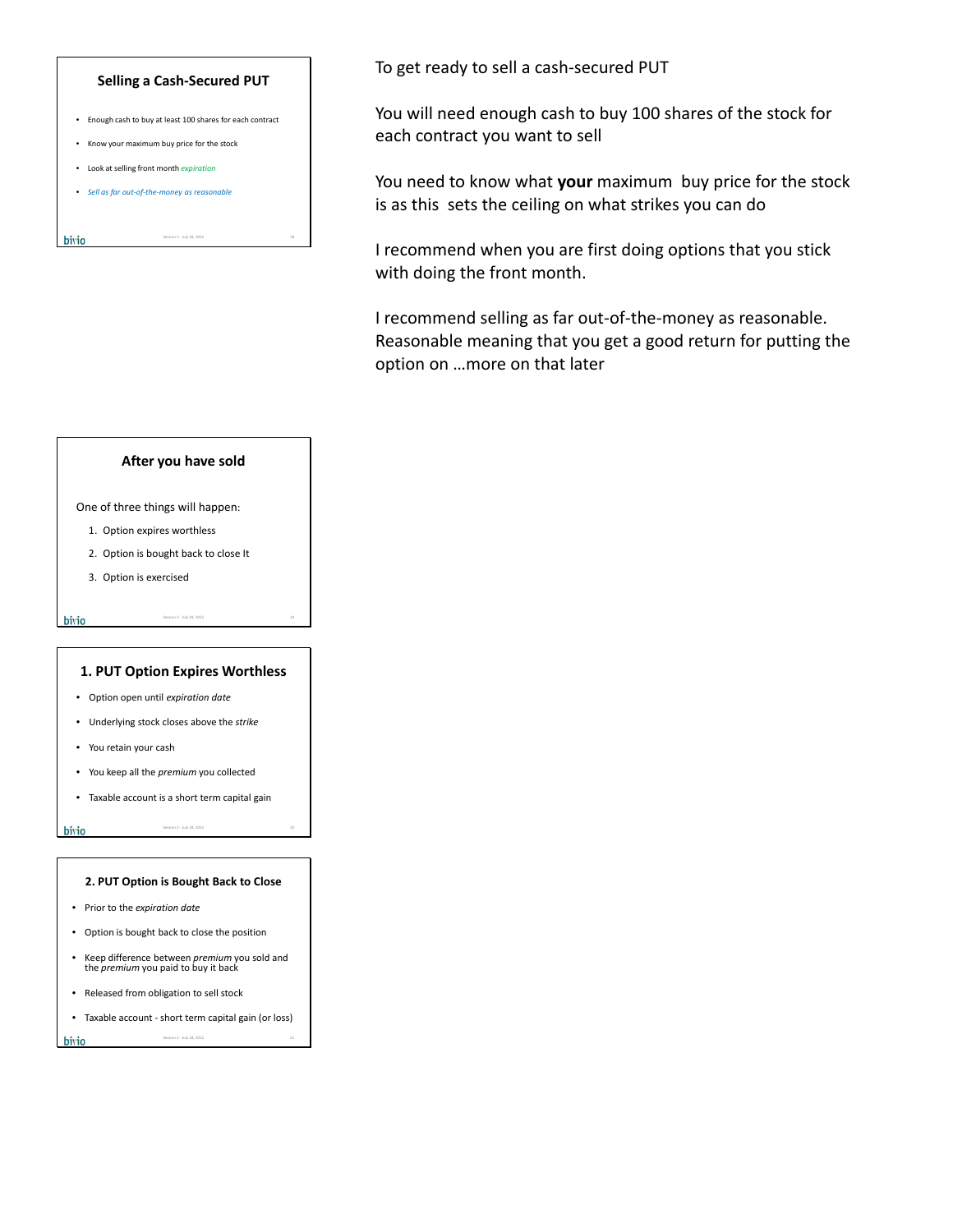## Selling a Cash-Secured PUT

- Enough cash to buy at least 100 shares for each contract
- Know your maximum buy price for the stock
- Look at selling front month *expiration*
- *Sell as far out-of-the-money as reasonable*

To get ready to sell a cash-secured PUT

You will need enough cash to buy 100 shares of the stock for each contract you want to sell

You need to know what **your** maximum buy price for the stock is as this sets the ceiling on what strikes you can do

I recommend when you are first doing options that you stick with doing the front month.

I recommend selling as far out-of-the-money as reasonable. Reasonable meaning that you get a good return for putting the option on …more on that later

## After you have sold

One of three things will happen:

1. Option expires worthless
2. Option is bought back to close It
3. Option is exercised

## 1. PUT Option Expires Worthless

- Option open until *expiration date*
- Underlying stock closes above the *strike*
- You retain your cash
- You keep all the *premium* you collected
- Taxable account is a short term capital gain

## 2. PUT Option is Bought Back to Close

- Prior to the *expiration date*
- Option is bought back to close the position
- Keep difference between *premium* you sold and the *premium* you paid to buy it back
- Released from obligation to sell stock
- Taxable account - short term capital gain (or loss)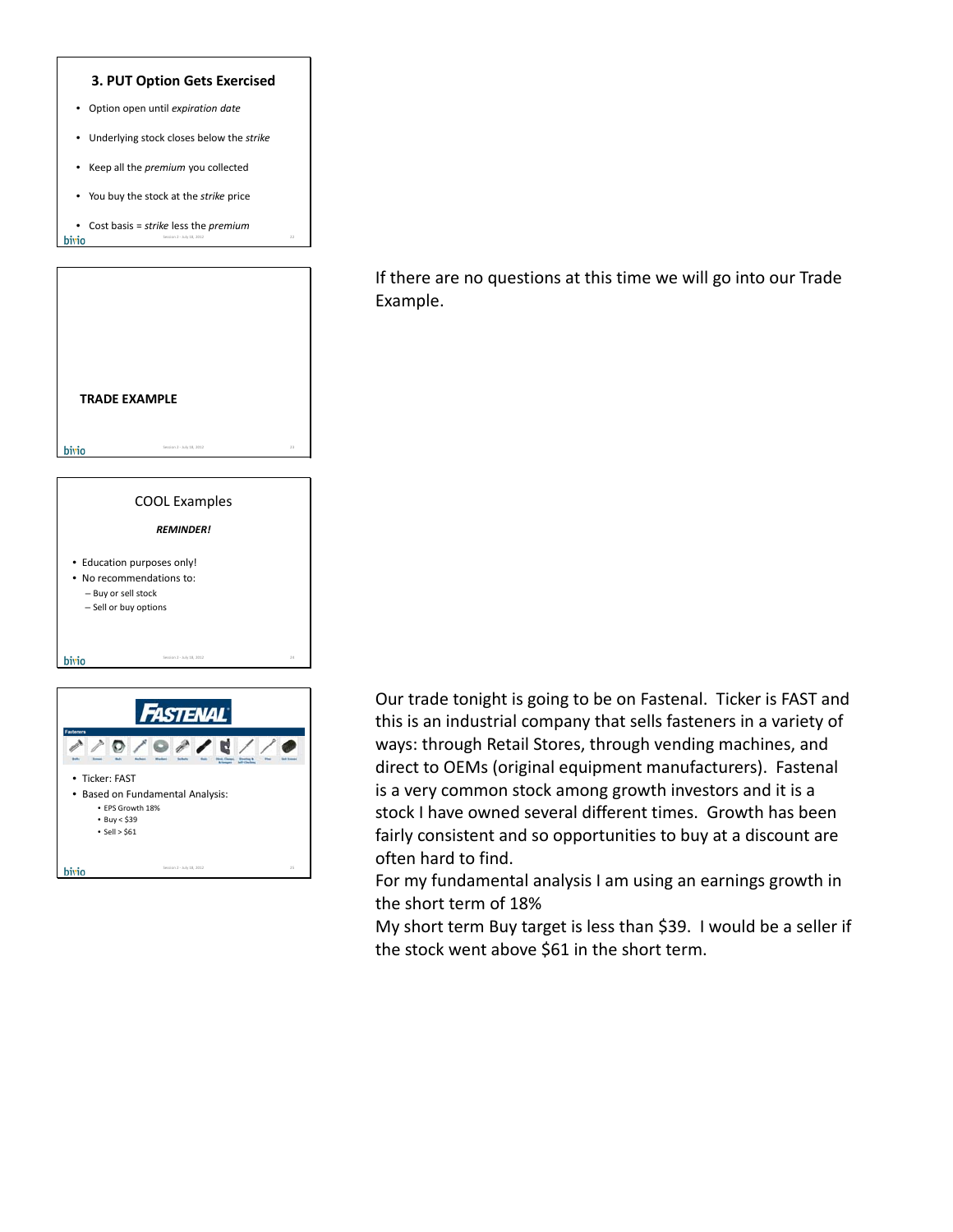### 3. PUT Option Gets Exercised

- Option open until *expiration date*
- Underlying stock closes below the *strike*
- Keep all the *premium* you collected
- You buy the stock at the *strike* price
- Cost basis = *strike* less the *premium*

**TRADE EXAMPLE**

If there are no questions at this time we will go into our Trade Example.

COOL Examples

***REMINDER!***

- Education purposes only!
- No recommendations to:
  - Buy or sell stock
  - Sell or buy options

FASTENAL

- Ticker: FAST
- Based on Fundamental Analysis:
  - EPS Growth 18%
  - Buy < $39
  - Sell > $61

Our trade tonight is going to be on Fastenal. Ticker is FAST and this is an industrial company that sells fasteners in a variety of ways: through Retail Stores, through vending machines, and direct to OEMs (original equipment manufacturers). Fastenal is a very common stock among growth investors and it is a stock I have owned several different times. Growth has been fairly consistent and so opportunities to buy at a discount are often hard to find.

For my fundamental analysis I am using an earnings growth in the short term of 18%

My short term Buy target is less than $39. I would be a seller if the stock went above $61 in the short term.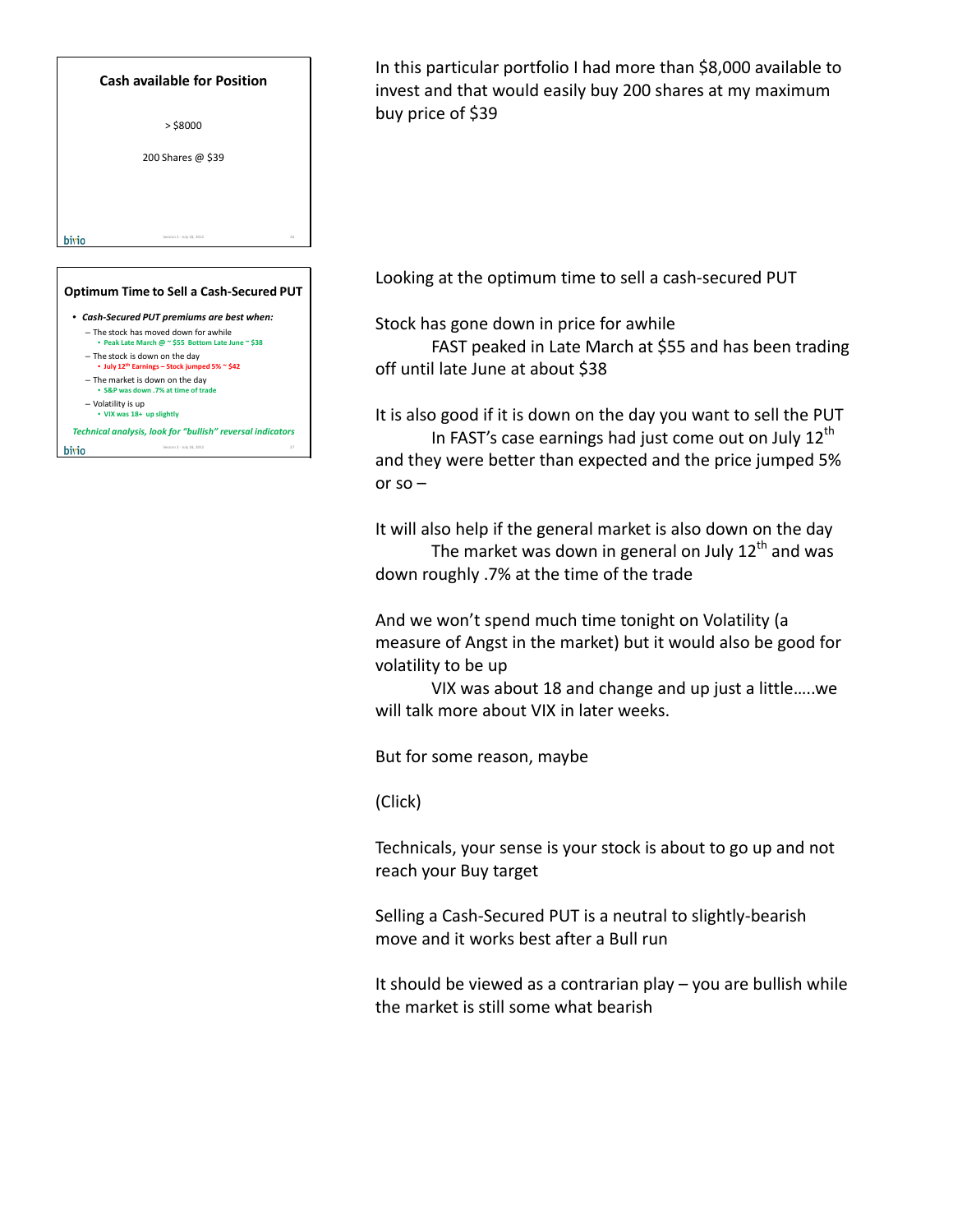## Cash available for Position

> $8000

200 Shares @ $39

In this particular portfolio I had more than $8,000 available to invest and that would easily buy 200 shares at my maximum buy price of $39

## Optimum Time to Sell a Cash-Secured PUT

- *Cash-Secured PUT premiums are best when:*
  - The stock has moved down for awhile
    - Peak Late March @ ~ $55 Bottom Late June ~ $38
  - The stock is down on the day
    - July 12th Earnings – Stock jumped 5% ~ $42
  - The market is down on the day
    - S&P was down .7% at time of trade
  - Volatility is up
    - VIX was 18+ up slightly

*Technical analysis, look for "bullish" reversal indicators*

Looking at the optimum time to sell a cash-secured PUT

Stock has gone down in price for awhile

FAST peaked in Late March at $55 and has been trading off until late June at about $38

It is also good if it is down on the day you want to sell the PUT

In FAST's case earnings had just come out on July 12th and they were better than expected and the price jumped 5% or so –

It will also help if the general market is also down on the day

The market was down in general on July 12th and was down roughly .7% at the time of the trade

And we won't spend much time tonight on Volatility (a measure of Angst in the market) but it would also be good for volatility to be up

VIX was about 18 and change and up just a little…..we will talk more about VIX in later weeks.

But for some reason, maybe

(Click)

Technicals, your sense is your stock is about to go up and not reach your Buy target

Selling a Cash-Secured PUT is a neutral to slightly-bearish move and it works best after a Bull run

It should be viewed as a contrarian play – you are bullish while the market is still some what bearish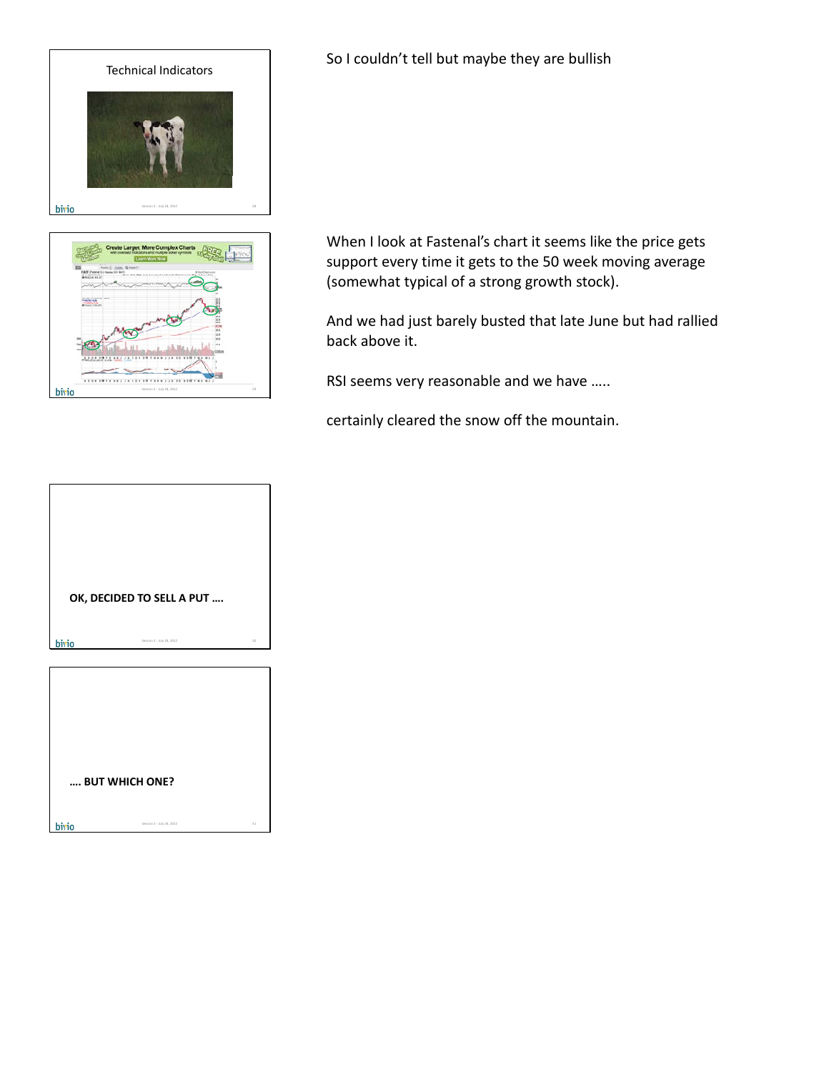## Technical Indicators

So I couldn't tell but maybe they are bullish

When I look at Fastenal's chart it seems like the price gets support every time it gets to the 50 week moving average (somewhat typical of a strong growth stock).

And we had just barely busted that late June but had rallied back above it.

RSI seems very reasonable and we have …..

certainly cleared the snow off the mountain.

**OK, DECIDED TO SELL A PUT ….**

**…. BUT WHICH ONE?**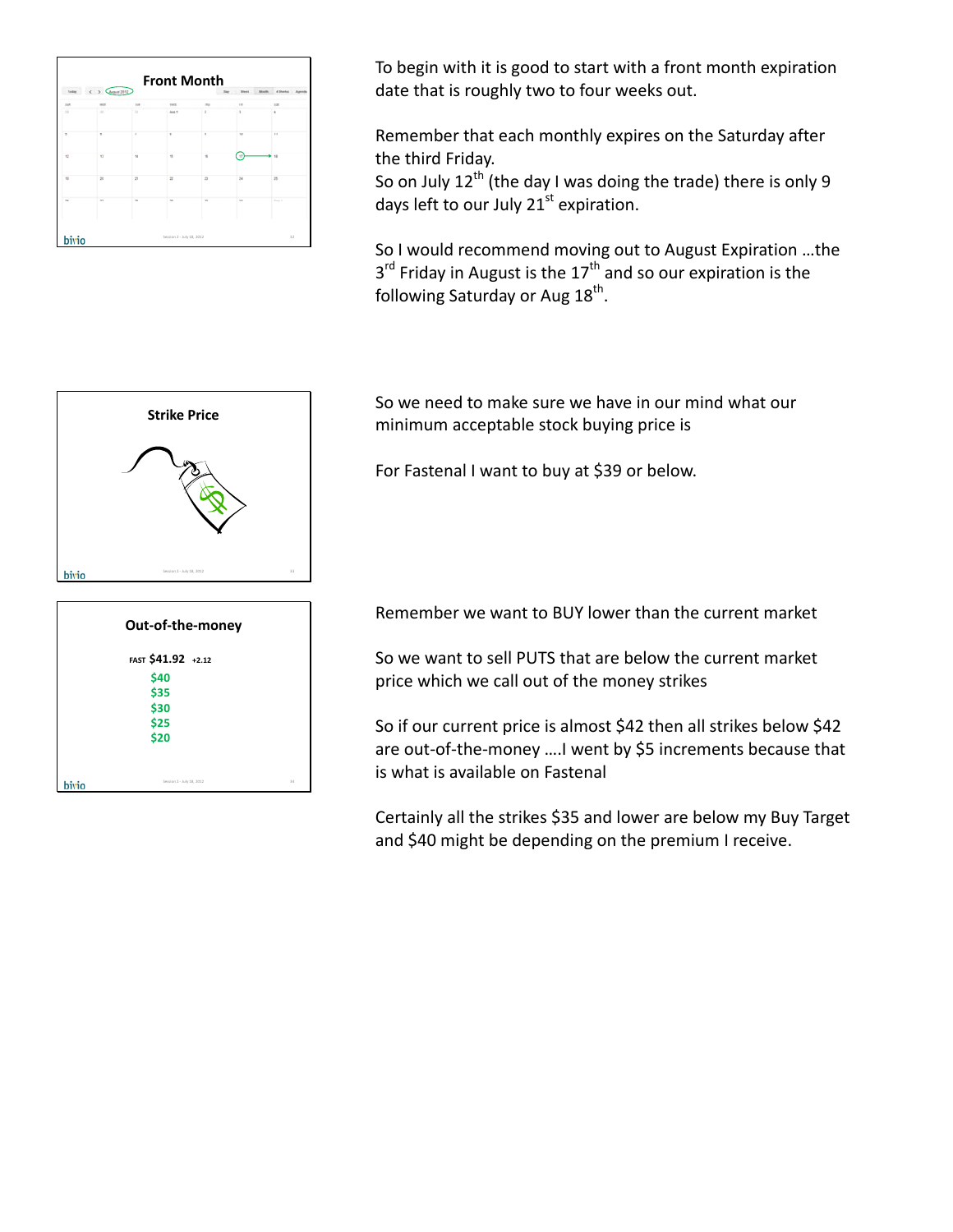**Front Month**

To begin with it is good to start with a front month expiration date that is roughly two to four weeks out.

Remember that each monthly expires on the Saturday after the third Friday.
So on July 12th (the day I was doing the trade) there is only 9 days left to our July 21st expiration.

So I would recommend moving out to August Expiration …the 3rd Friday in August is the 17th and so our expiration is the following Saturday or Aug 18th.

**Strike Price**

So we need to make sure we have in our mind what our minimum acceptable stock buying price is

For Fastenal I want to buy at $39 or below.

**Out-of-the-money**

FAST $41.92 +2.12

$40
$35
$30
$25
$20

Remember we want to BUY lower than the current market

So we want to sell PUTS that are below the current market price which we call out of the money strikes

So if our current price is almost $42 then all strikes below $42 are out-of-the-money ….I went by $5 increments because that is what is available on Fastenal

Certainly all the strikes $35 and lower are below my Buy Target and $40 might be depending on the premium I receive.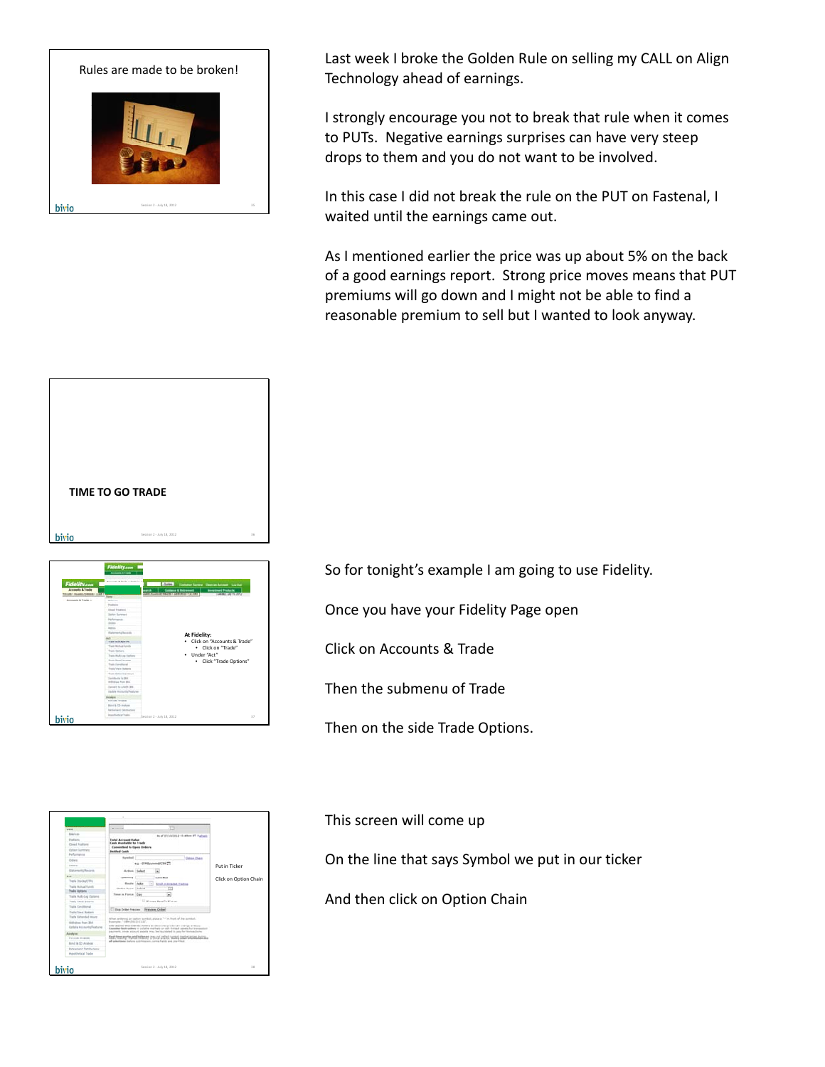Rules are made to be broken!

Last week I broke the Golden Rule on selling my CALL on Align Technology ahead of earnings.

I strongly encourage you not to break that rule when it comes to PUTs. Negative earnings surprises can have very steep drops to them and you do not want to be involved.

In this case I did not break the rule on the PUT on Fastenal, I waited until the earnings came out.

As I mentioned earlier the price was up about 5% on the back of a good earnings report. Strong price moves means that PUT premiums will go down and I might not be able to find a reasonable premium to sell but I wanted to look anyway.

**TIME TO GO TRADE**

At Fidelity:

- Click on "Accounts & Trade"
  - Click on "Trade"
- Under "Act"
  - Click "Trade Options"

So for tonight's example I am going to use Fidelity.

Once you have your Fidelity Page open

Click on Accounts & Trade

Then the submenu of Trade

Then on the side Trade Options.

Put in Ticker

Click on Option Chain

This screen will come up

On the line that says Symbol we put in our ticker

And then click on Option Chain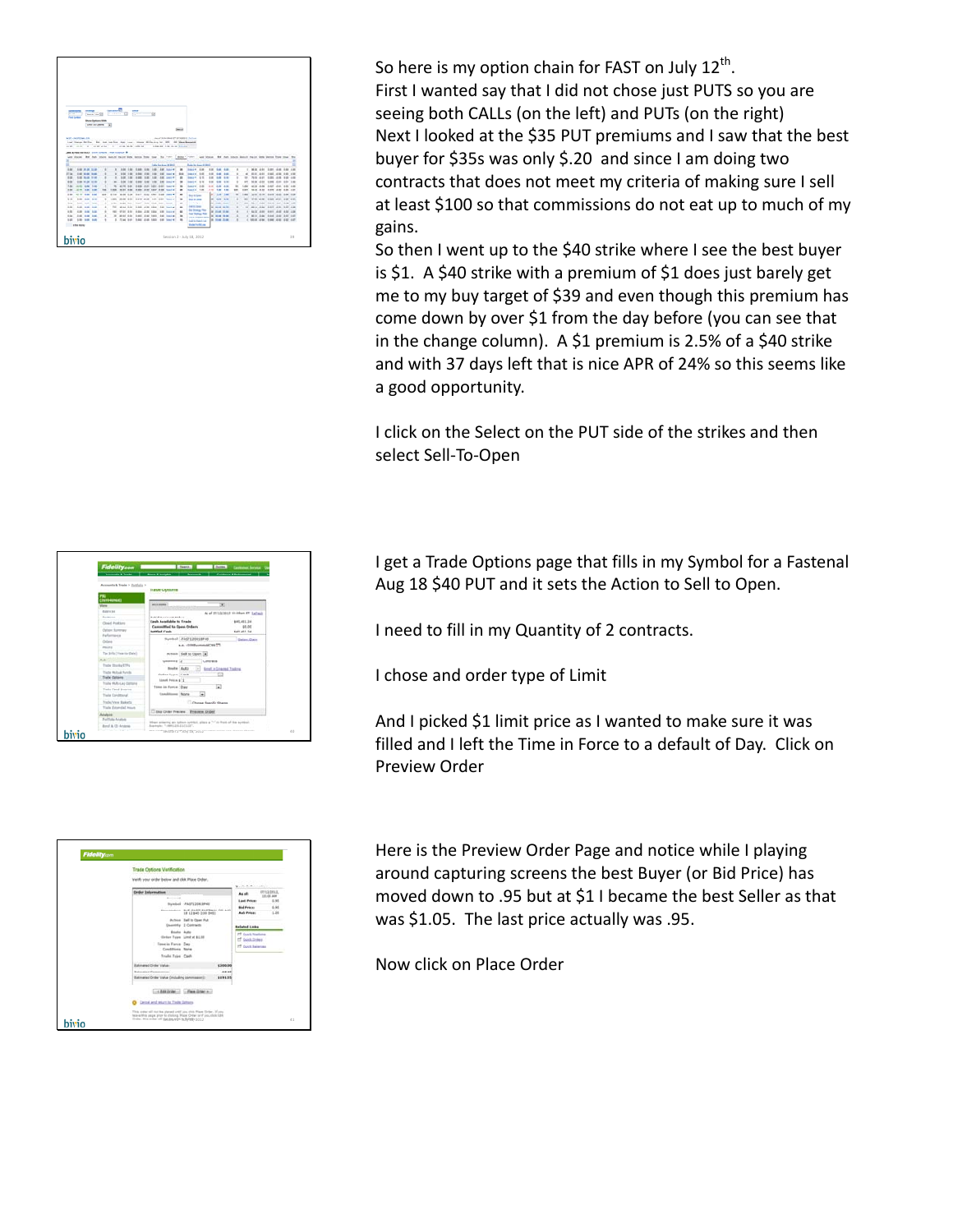So here is my option chain for FAST on July 12th.
First I wanted say that I did not chose just PUTS so you are seeing both CALLs (on the left) and PUTs (on the right)
Next I looked at the $35 PUT premiums and I saw that the best buyer for $35s was only $.20 and since I am doing two contracts that does not meet my criteria of making sure I sell at least $100 so that commissions do not eat up to much of my gains.
So then I went up to the $40 strike where I see the best buyer is $1. A $40 strike with a premium of $1 does just barely get me to my buy target of $39 and even though this premium has come down by over $1 from the day before (you can see that in the change column). A $1 premium is 2.5% of a $40 strike and with 37 days left that is nice APR of 24% so this seems like a good opportunity.

I click on the Select on the PUT side of the strikes and then select Sell-To-Open

I get a Trade Options page that fills in my Symbol for a Fastenal Aug 18 $40 PUT and it sets the Action to Sell to Open.

I need to fill in my Quantity of 2 contracts.

I chose and order type of Limit

And I picked $1 limit price as I wanted to make sure it was filled and I left the Time in Force to a default of Day. Click on Preview Order

Here is the Preview Order Page and notice while I playing around capturing screens the best Buyer (or Bid Price) has moved down to .95 but at $1 I became the best Seller as that was $1.05. The last price actually was .95.

Now click on Place Order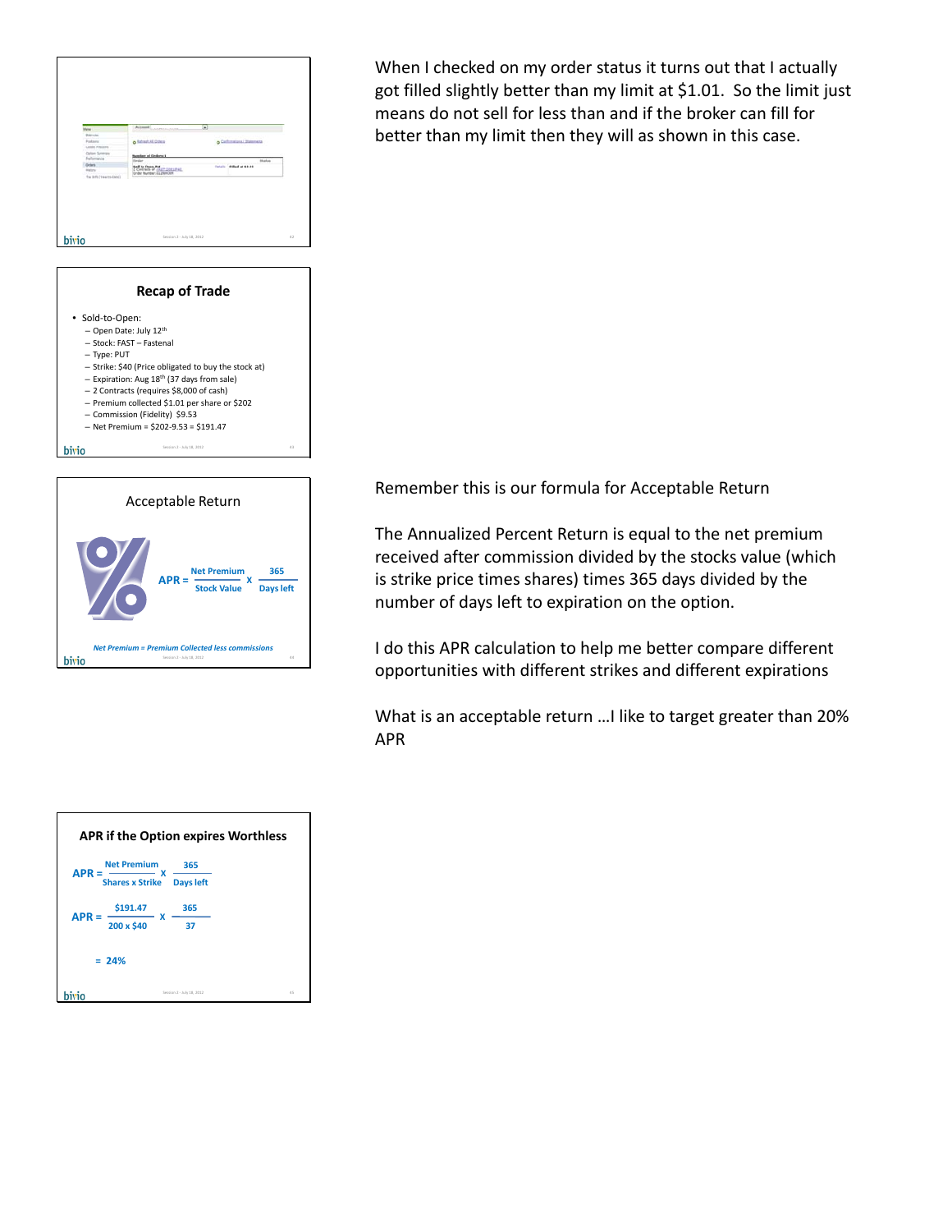When I checked on my order status it turns out that I actually got filled slightly better than my limit at \$1.01. So the limit just means do not sell for less than and if the broker can fill for better than my limit then they will as shown in this case.

## Recap of Trade

- Sold-to-Open:
  - Open Date: July 12th
  - Stock: FAST – Fastenal
  - Type: PUT
  - Strike: \$40 (Price obligated to buy the stock at)
  - Expiration: Aug 18th (37 days from sale)
  - 2 Contracts (requires \$8,000 of cash)
  - Premium collected \$1.01 per share or \$202
  - Commission (Fidelity) \$9.53
  - Net Premium = \$202-9.53 = \$191.47

## Acceptable Return

$$APR = \frac{\text{Net Premium}}{\text{Stock Value}} \times \frac{365}{\text{Days left}}$$

*Net Premium = Premium Collected less commissions*

Remember this is our formula for Acceptable Return

The Annualized Percent Return is equal to the net premium received after commission divided by the stocks value (which is strike price times shares) times 365 days divided by the number of days left to expiration on the option.

I do this APR calculation to help me better compare different opportunities with different strikes and different expirations

What is an acceptable return …I like to target greater than 20% APR

## APR if the Option expires Worthless

$$APR = \frac{\text{Net Premium}}{\text{Shares x Strike}} \times \frac{365}{\text{Days left}}$$

$$APR = \frac{\$191.47}{200 \times \$40} \times \frac{365}{37}$$

$$= 24\%$$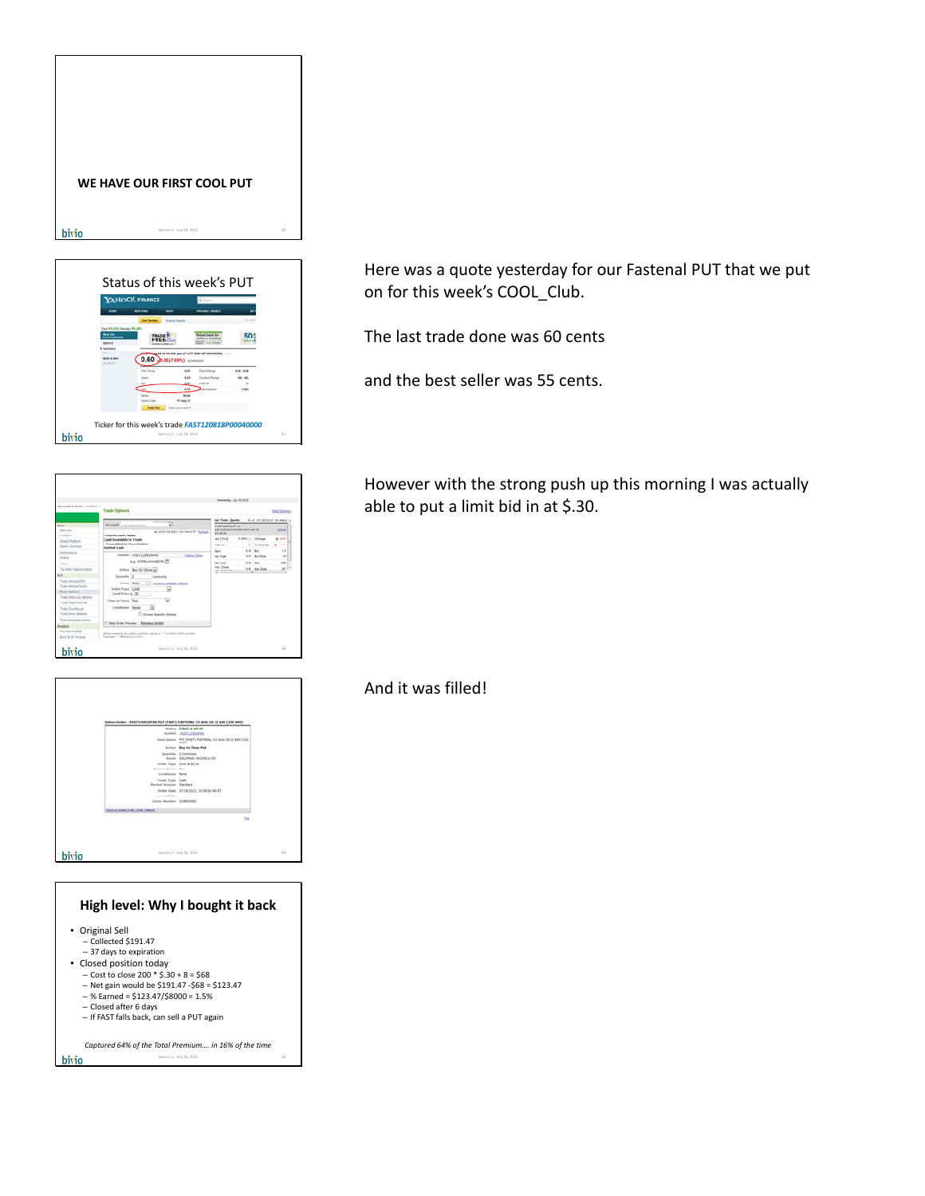WE HAVE OUR FIRST COOL PUT

Status of this week's PUT

Ticker for this week's trade *FAST120818P00040000*

Here was a quote yesterday for our Fastenal PUT that we put on for this week's COOL_Club.

The last trade done was 60 cents

and the best seller was 55 cents.

However with the strong push up this morning I was actually able to put a limit bid in at $.30.

And it was filled!

## High level: Why I bought it back

- Original Sell
  - Collected $191.47
  - 37 days to expiration
- Closed position today
  - Cost to close 200 * $.30 + 8 = $68
  - Net gain would be $191.47 - $68 = $123.47
  - % Earned = $123.47/$8000 = 1.5%
  - Closed after 6 days
  - If FAST falls back, can sell a PUT again

*Captured 64% of the Total Premium…. in 16% of the time*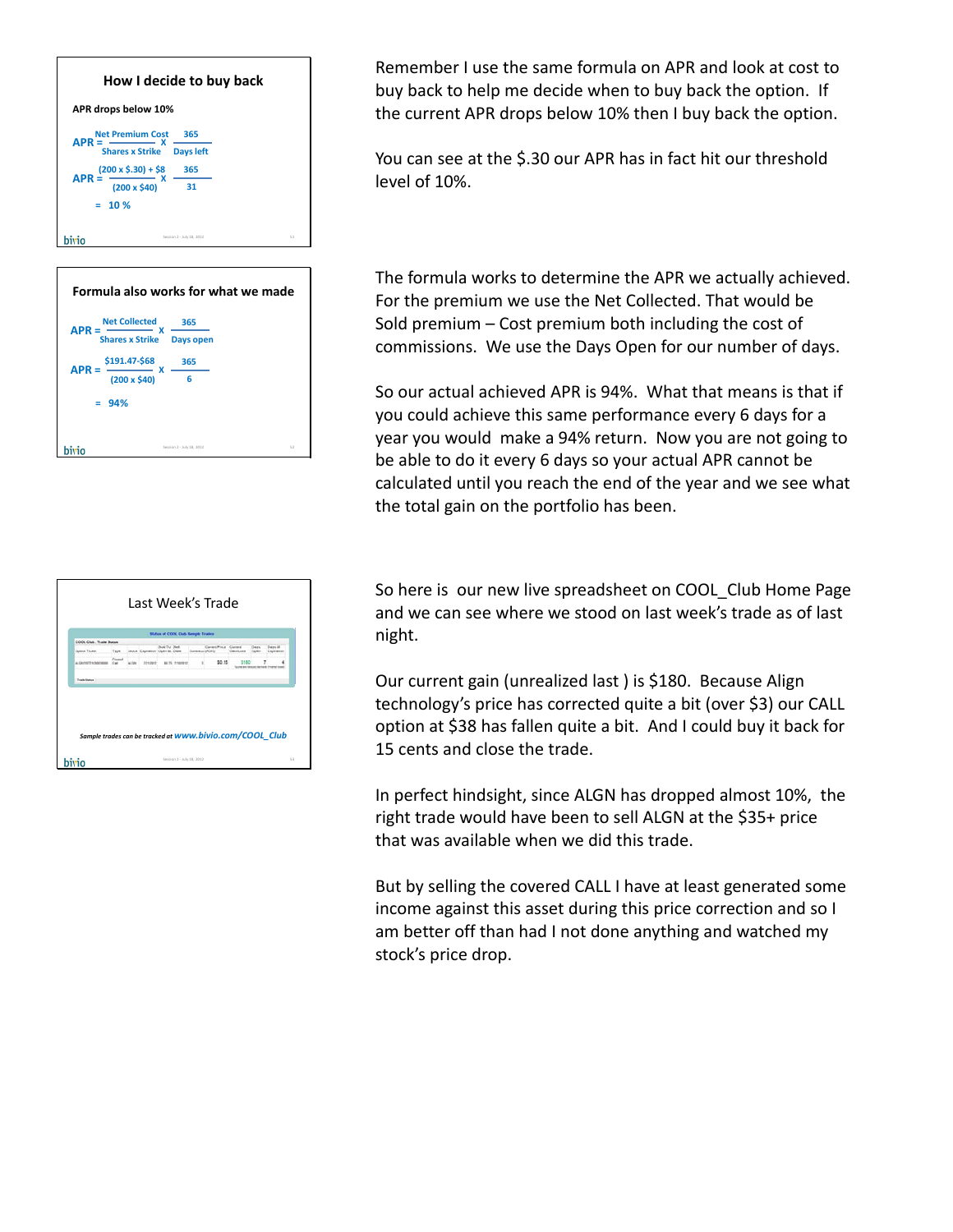## How I decide to buy back

**APR drops below 10%**

$$APR = \frac{\text{Net Premium Cost}}{\text{Shares x Strike}} \times \frac{365}{\text{Days left}}$$

$$APR = \frac{(200 \times \$.30) + \$8}{(200 \times \$40)} \times \frac{365}{31}$$

$$= 10\ \%$$

Remember I use the same formula on APR and look at cost to buy back to help me decide when to buy back the option. If the current APR drops below 10% then I buy back the option.

You can see at the \$.30 our APR has in fact hit our threshold level of 10%.

## Formula also works for what we made

$$APR = \frac{\text{Net Collected}}{\text{Shares x Strike}} \times \frac{365}{\text{Days open}}$$

$$APR = \frac{\$191.47 - \$68}{(200 \times \$40)} \times \frac{365}{6}$$

$$= 94\%$$

The formula works to determine the APR we actually achieved. For the premium we use the Net Collected. That would be Sold premium – Cost premium both including the cost of commissions. We use the Days Open for our number of days.

So our actual achieved APR is 94%. What that means is that if you could achieve this same performance every 6 days for a year you would make a 94% return. Now you are not going to be able to do it every 6 days so your actual APR cannot be calculated until you reach the end of the year and we see what the total gain on the portfolio has been.

## Last Week's Trade

*Sample trades can be tracked at* ***www.bivio.com/COOL_Club***

So here is our new live spreadsheet on COOL_Club Home Page and we can see where we stood on last week's trade as of last night.

Our current gain (unrealized last ) is \$180. Because Align technology's price has corrected quite a bit (over \$3) our CALL option at \$38 has fallen quite a bit. And I could buy it back for 15 cents and close the trade.

In perfect hindsight, since ALGN has dropped almost 10%, the right trade would have been to sell ALGN at the \$35+ price that was available when we did this trade.

But by selling the covered CALL I have at least generated some income against this asset during this price correction and so I am better off than had I not done anything and watched my stock's price drop.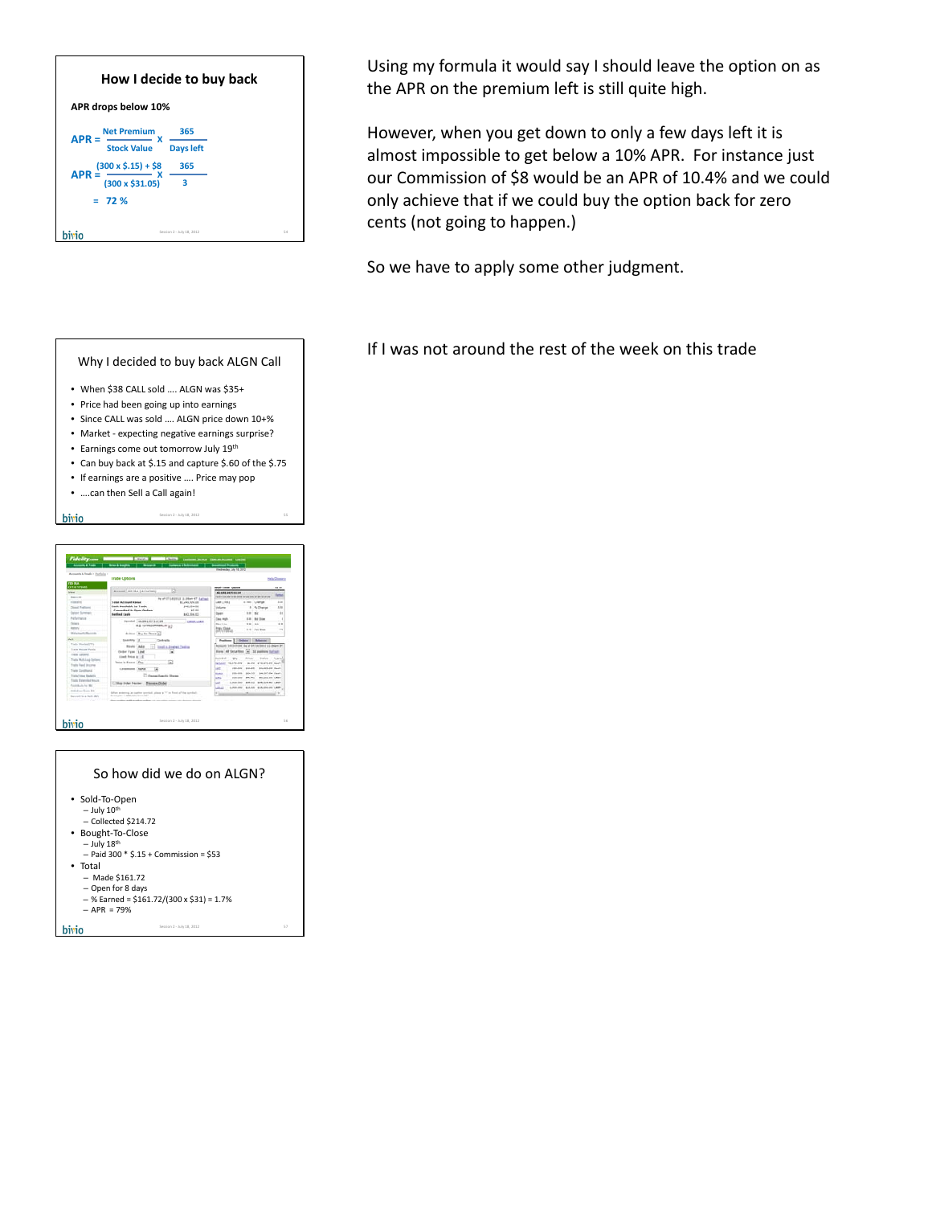## How I decide to buy back

APR drops below 10%

$$APR = \frac{\text{Net Premium}}{\text{Stock Value}} \times \frac{365}{\text{Days left}}$$

$$APR = \frac{(300 \times \$.15) + \$8}{(300 \times \$31.05)} \times \frac{365}{3}$$

$$= 72\ \%$$

Using my formula it would say I should leave the option on as the APR on the premium left is still quite high.

However, when you get down to only a few days left it is almost impossible to get below a 10% APR. For instance just our Commission of $8 would be an APR of 10.4% and we could only achieve that if we could buy the option back for zero cents (not going to happen.)

So we have to apply some other judgment.

## Why I decided to buy back ALGN Call

- When $38 CALL sold …. ALGN was $35+
- Price had been going up into earnings
- Since CALL was sold …. ALGN price down 10+%
- Market - expecting negative earnings surprise?
- Earnings come out tomorrow July 19th
- Can buy back at $.15 and capture $.60 of the $.75
- If earnings are a positive …. Price may pop
- ….can then Sell a Call again!

If I was not around the rest of the week on this trade

## So how did we do on ALGN?

- Sold-To-Open
  - July 10th
  - Collected $214.72
- Bought-To-Close
  - July 18th
  - Paid 300 * $.15 + Commission = $53
- Total
  - Made $161.72
  - Open for 8 days
  - % Earned = $161.72/(300 x $31) = 1.7%
  - APR = 79%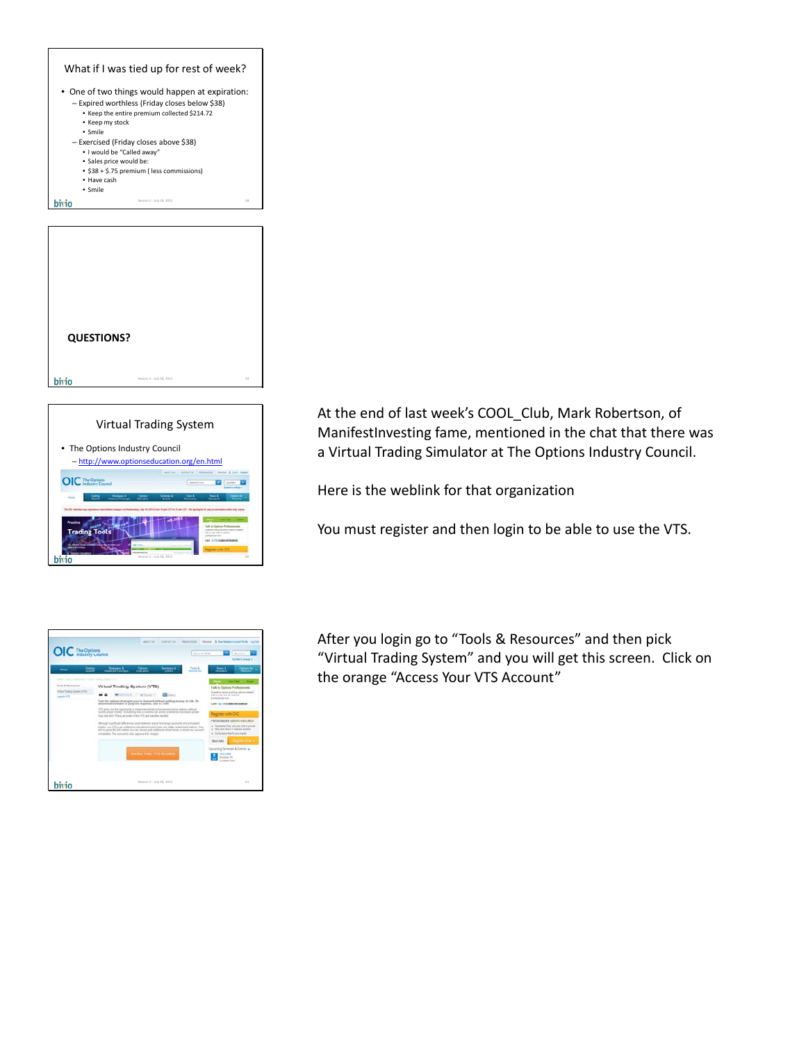## What if I was tied up for rest of week?

- One of two things would happen at expiration:
  - Expired worthless (Friday closes below $38)
    - Keep the entire premium collected $214.72
    - Keep my stock
    - Smile
  - Exercised (Friday closes above $38)
    - I would be "Called away"
    - Sales price would be:
    - $38 + $.75 premium ( less commissions)
    - Have cash
    - Smile

**QUESTIONS?**

## Virtual Trading System

- The Options Industry Council
  - http://www.optionseducation.org/en.html

At the end of last week's COOL_Club, Mark Robertson, of ManifestInvesting fame, mentioned in the chat that there was a Virtual Trading Simulator at The Options Industry Council.

Here is the weblink for that organization

You must register and then login to be able to use the VTS.

After you login go to "Tools & Resources" and then pick "Virtual Trading System" and you will get this screen. Click on the orange "Access Your VTS Account"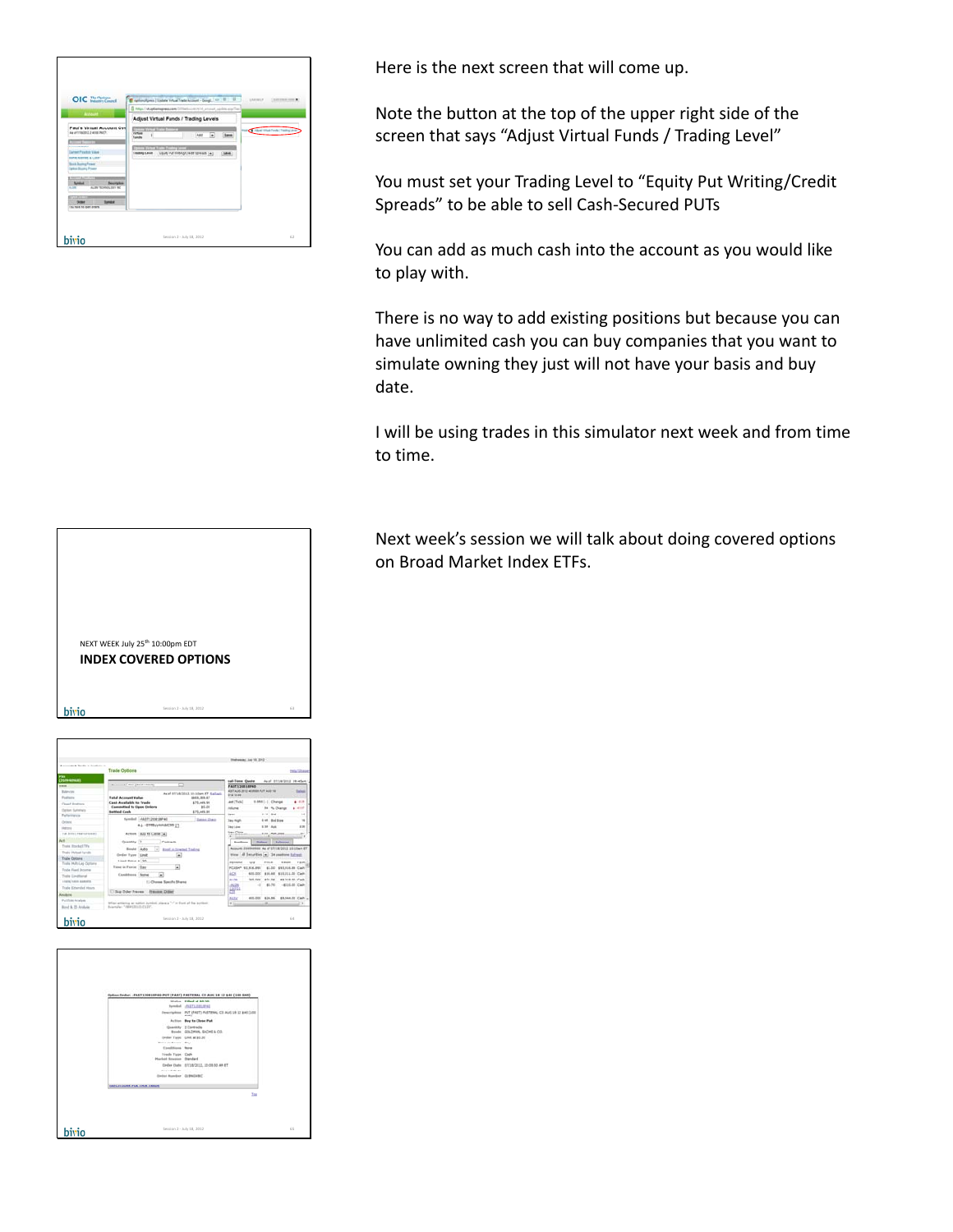Here is the next screen that will come up.

Note the button at the top of the upper right side of the screen that says “Adjust Virtual Funds / Trading Level”

You must set your Trading Level to “Equity Put Writing/Credit Spreads” to be able to sell Cash-Secured PUTs

You can add as much cash into the account as you would like to play with.

There is no way to add existing positions but because you can have unlimited cash you can buy companies that you want to simulate owning they just will not have your basis and buy date.

I will be using trades in this simulator next week and from time to time.

NEXT WEEK July 25th 10:00pm EDT

**INDEX COVERED OPTIONS**

Next week’s session we will talk about doing covered options on Broad Market Index ETFs.